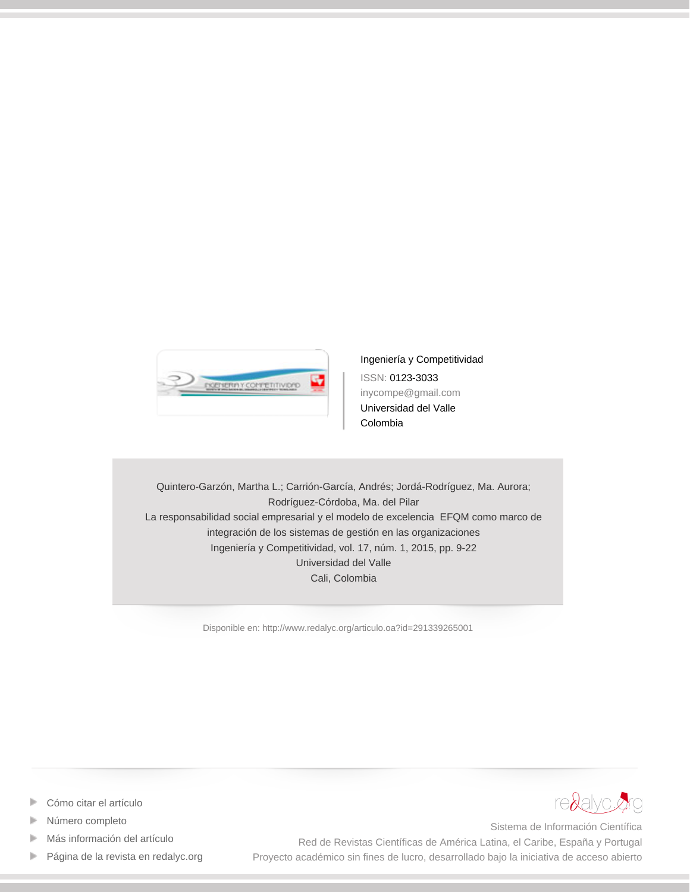Ingeniería y Competitividad

ISSN: 0123-3033

inycompe@gmail.com

Universidad del Valle

Colombia

Quintero-Garzón, Martha L.; Carrión-García, Andrés; Jordá-Rodríguez, Ma. Aurora; Rodríguez-Córdoba, Ma. del Pilar

La responsabilidad social empresarial y el modelo de excelencia EFQM como marco de integración de los sistemas de gestión en las organizaciones

Ingeniería y Competitividad, vol. 17, núm. 1, 2015, pp. 9-22

Universidad del Valle

Cali, Colombia

Disponible en: http://www.redalyc.org/articulo.oa?id=291339265001

- Cómo citar el artículo
- Número completo
- Más información del artículo
- Página de la revista en redalyc.org

redalyc.org

Sistema de Información Científica

Red de Revistas Científicas de América Latina, el Caribe, España y Portugal

Proyecto académico sin fines de lucro, desarrollado bajo la iniciativa de acceso abierto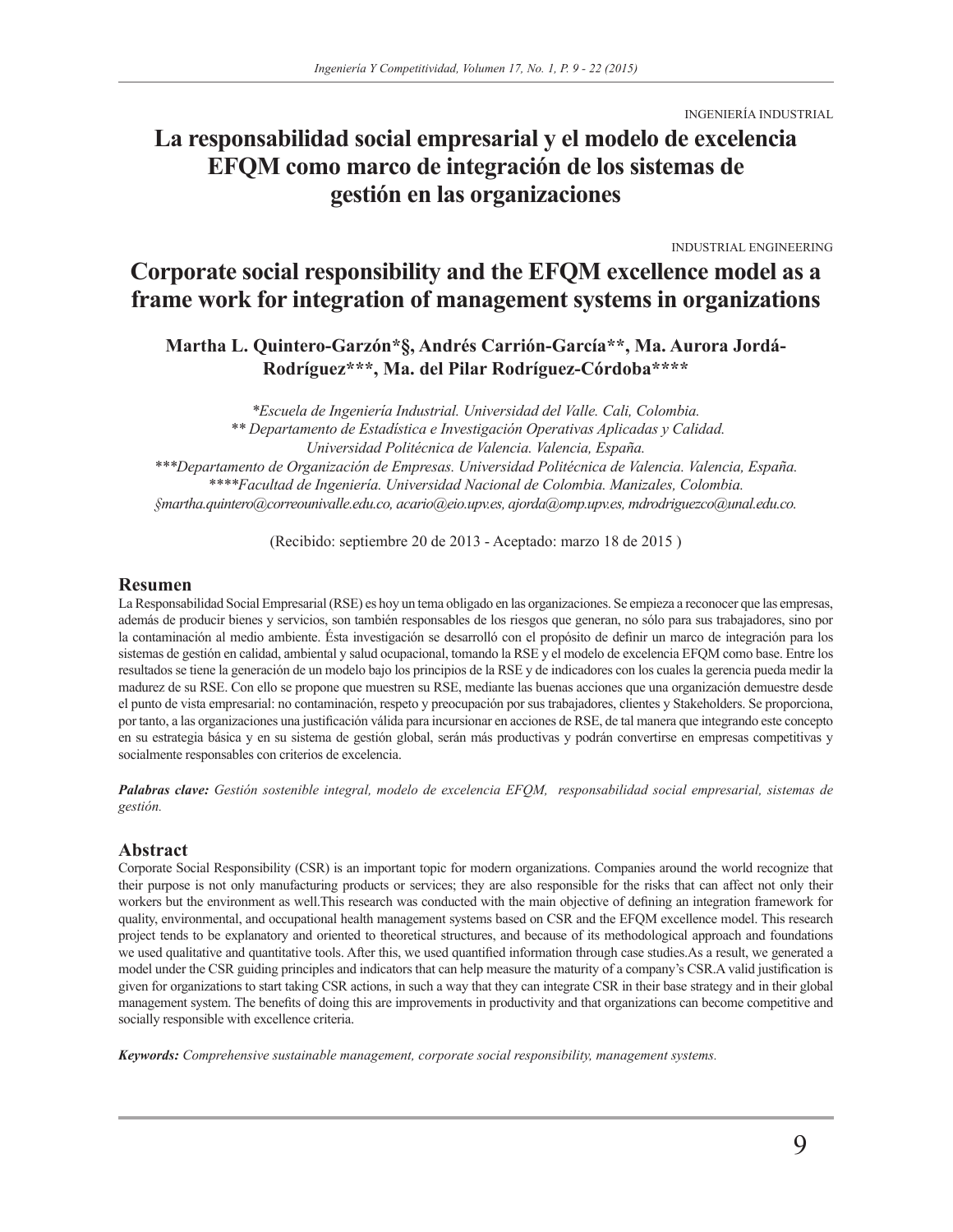INGENIERÍA INDUSTRIAL

# La responsabilidad social empresarial y el modelo de excelencia EFQM como marco de integración de los sistemas de gestión en las organizaciones

INDUSTRIAL ENGINEERING

# Corporate social responsibility and the EFQM excellence model as a frame work for integration of management systems in organizations

**Martha L. Quintero-Garzón*§, Andrés Carrión-García**, Ma. Aurora Jordá-Rodríguez***, Ma. del Pilar Rodríguez-Córdoba******

*\*Escuela de Ingeniería Industrial. Universidad del Valle. Cali, Colombia.*
*\*\* Departamento de Estadística e Investigación Operativas Aplicadas y Calidad. Universidad Politécnica de Valencia. Valencia, España.*
*\*\*\*Departamento de Organización de Empresas. Universidad Politécnica de Valencia. Valencia, España.*
*\*\*\*\*Facultad de Ingeniería. Universidad Nacional de Colombia. Manizales, Colombia.*
*§martha.quintero@correounivalle.edu.co, acario@eio.upv.es, ajorda@omp.upv.es, mdrodriguezco@unal.edu.co.*

(Recibido: septiembre 20 de 2013 - Aceptado: marzo 18 de 2015 )

## Resumen

La Responsabilidad Social Empresarial (RSE) es hoy un tema obligado en las organizaciones. Se empieza a reconocer que las empresas, además de producir bienes y servicios, son también responsables de los riesgos que generan, no sólo para sus trabajadores, sino por la contaminación al medio ambiente. Ésta investigación se desarrolló con el propósito de definir un marco de integración para los sistemas de gestión en calidad, ambiental y salud ocupacional, tomando la RSE y el modelo de excelencia EFQM como base. Entre los resultados se tiene la generación de un modelo bajo los principios de la RSE y de indicadores con los cuales la gerencia pueda medir la madurez de su RSE. Con ello se propone que muestren su RSE, mediante las buenas acciones que una organización demuestre desde el punto de vista empresarial: no contaminación, respeto y preocupación por sus trabajadores, clientes y Stakeholders. Se proporciona, por tanto, a las organizaciones una justificación válida para incursionar en acciones de RSE, de tal manera que integrando este concepto en su estrategia básica y en su sistema de gestión global, serán más productivas y podrán convertirse en empresas competitivas y socialmente responsables con criterios de excelencia.

***Palabras clave:*** *Gestión sostenible integral, modelo de excelencia EFQM, responsabilidad social empresarial, sistemas de gestión.*

## Abstract

Corporate Social Responsibility (CSR) is an important topic for modern organizations. Companies around the world recognize that their purpose is not only manufacturing products or services; they are also responsible for the risks that can affect not only their workers but the environment as well.This research was conducted with the main objective of defining an integration framework for quality, environmental, and occupational health management systems based on CSR and the EFQM excellence model. This research project tends to be explanatory and oriented to theoretical structures, and because of its methodological approach and foundations we used qualitative and quantitative tools. After this, we used quantified information through case studies.As a result, we generated a model under the CSR guiding principles and indicators that can help measure the maturity of a company's CSR.A valid justification is given for organizations to start taking CSR actions, in such a way that they can integrate CSR in their base strategy and in their global management system. The benefits of doing this are improvements in productivity and that organizations can become competitive and socially responsible with excellence criteria.

***Keywords:*** *Comprehensive sustainable management, corporate social responsibility, management systems.*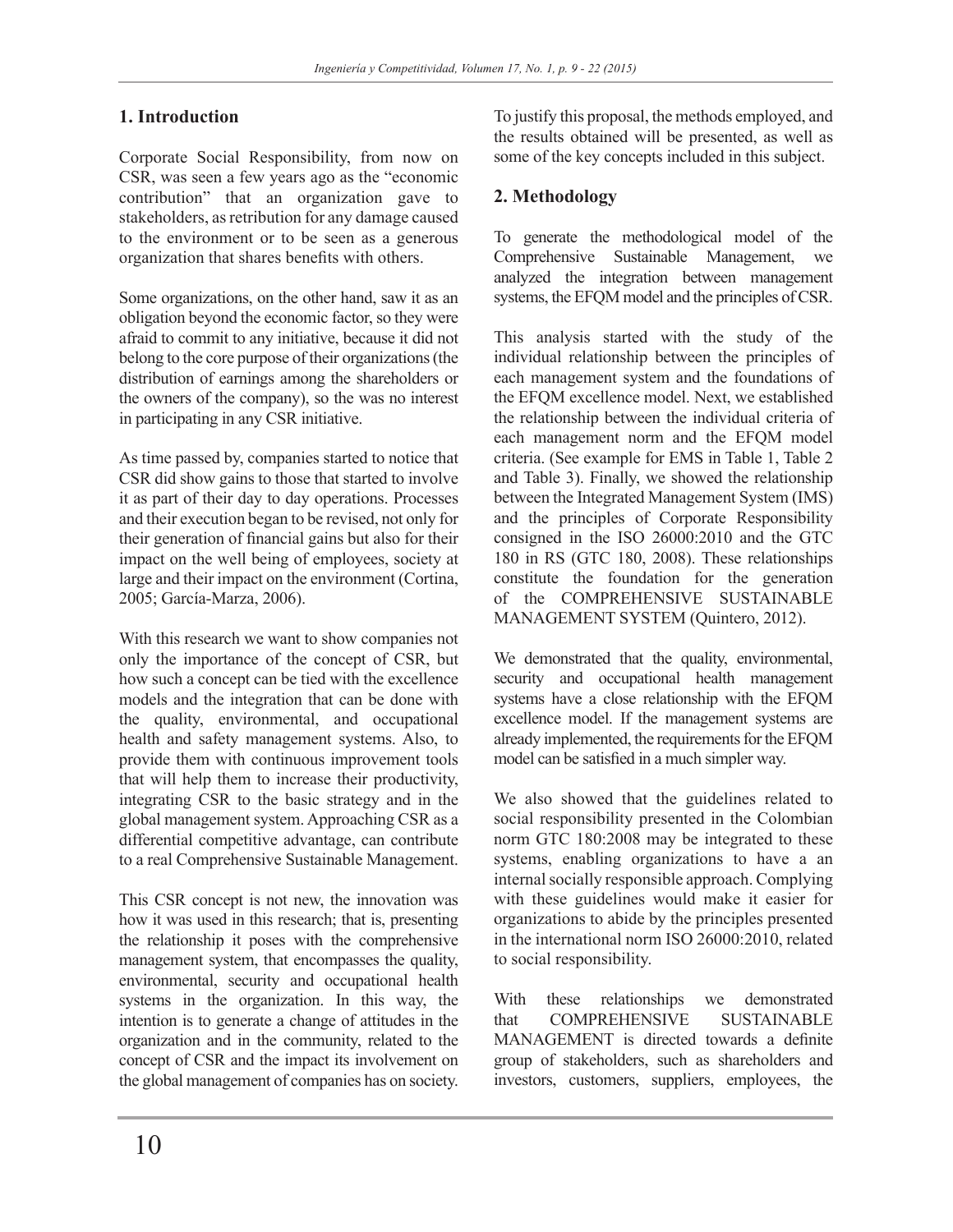## 1. Introduction

Corporate Social Responsibility, from now on CSR, was seen a few years ago as the "economic contribution" that an organization gave to stakeholders, as retribution for any damage caused to the environment or to be seen as a generous organization that shares benefits with others.

Some organizations, on the other hand, saw it as an obligation beyond the economic factor, so they were afraid to commit to any initiative, because it did not belong to the core purpose of their organizations (the distribution of earnings among the shareholders or the owners of the company), so the was no interest in participating in any CSR initiative.

As time passed by, companies started to notice that CSR did show gains to those that started to involve it as part of their day to day operations. Processes and their execution began to be revised, not only for their generation of financial gains but also for their impact on the well being of employees, society at large and their impact on the environment (Cortina, 2005; García-Marza, 2006).

With this research we want to show companies not only the importance of the concept of CSR, but how such a concept can be tied with the excellence models and the integration that can be done with the quality, environmental, and occupational health and safety management systems. Also, to provide them with continuous improvement tools that will help them to increase their productivity, integrating CSR to the basic strategy and in the global management system. Approaching CSR as a differential competitive advantage, can contribute to a real Comprehensive Sustainable Management.

This CSR concept is not new, the innovation was how it was used in this research; that is, presenting the relationship it poses with the comprehensive management system, that encompasses the quality, environmental, security and occupational health systems in the organization. In this way, the intention is to generate a change of attitudes in the organization and in the community, related to the concept of CSR and the impact its involvement on the global management of companies has on society.

To justify this proposal, the methods employed, and the results obtained will be presented, as well as some of the key concepts included in this subject.

## 2. Methodology

To generate the methodological model of the Comprehensive Sustainable Management, we analyzed the integration between management systems, the EFQM model and the principles of CSR.

This analysis started with the study of the individual relationship between the principles of each management system and the foundations of the EFQM excellence model. Next, we established the relationship between the individual criteria of each management norm and the EFQM model criteria. (See example for EMS in Table 1, Table 2 and Table 3). Finally, we showed the relationship between the Integrated Management System (IMS) and the principles of Corporate Responsibility consigned in the ISO 26000:2010 and the GTC 180 in RS (GTC 180, 2008). These relationships constitute the foundation for the generation of the COMPREHENSIVE SUSTAINABLE MANAGEMENT SYSTEM (Quintero, 2012).

We demonstrated that the quality, environmental, security and occupational health management systems have a close relationship with the EFQM excellence model. If the management systems are already implemented, the requirements for the EFQM model can be satisfied in a much simpler way.

We also showed that the guidelines related to social responsibility presented in the Colombian norm GTC 180:2008 may be integrated to these systems, enabling organizations to have a an internal socially responsible approach. Complying with these guidelines would make it easier for organizations to abide by the principles presented in the international norm ISO 26000:2010, related to social responsibility.

With these relationships we demonstrated that COMPREHENSIVE SUSTAINABLE MANAGEMENT is directed towards a definite group of stakeholders, such as shareholders and investors, customers, suppliers, employees, the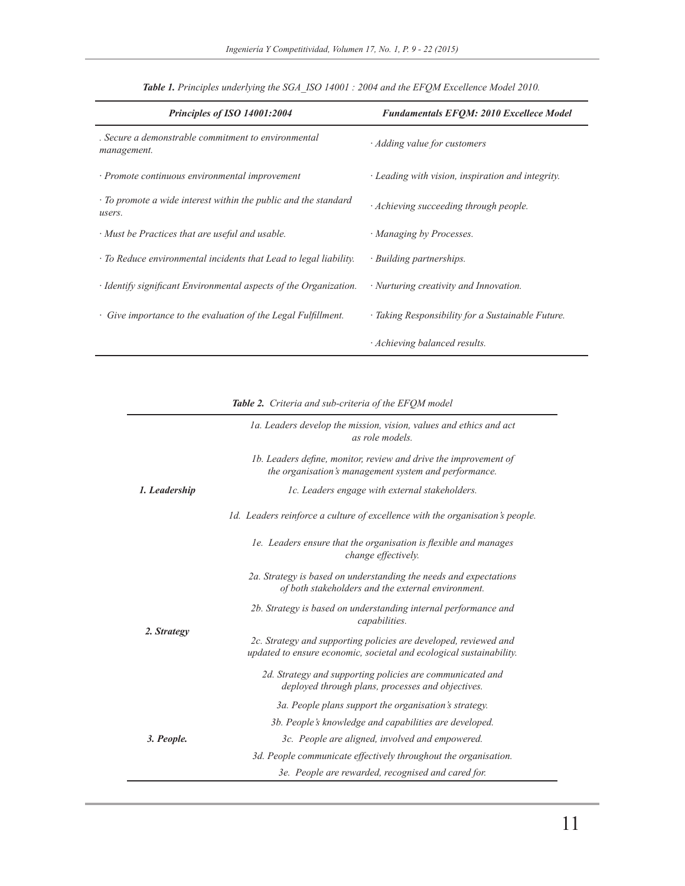***Table 1.*** *Principles underlying the SGA_ISO 14001 : 2004 and the EFQM Excellence Model 2010.*

| *Principles of ISO 14001:2004* | *Fundamentals EFQM: 2010 Excellece Model* |
|---|---|
| *. Secure a demonstrable commitment to environmental management.* | *· Adding value for customers* |
| *· Promote continuous environmental improvement* | *· Leading with vision, inspiration and integrity.* |
| *· To promote a wide interest within the public and the standard users.* | *· Achieving succeeding through people.* |
| *· Must be Practices that are useful and usable.* | *· Managing by Processes.* |
| *· To Reduce environmental incidents that Lead to legal liability.* | *· Building partnerships.* |
| *· Identify significant Environmental aspects of the Organization.* | *· Nurturing creativity and Innovation.* |
| *· Give importance to the evaluation of the Legal Fulfillment.* | *· Taking Responsibility for a Sustainable Future.* |
| | *· Achieving balanced results.* |

***Table 2.*** *Criteria and sub-criteria of the EFQM model*

| | |
|---|---|
| ***1. Leadership*** | *1a. Leaders develop the mission, vision, values and ethics and act as role models.* |
| | *1b. Leaders define, monitor, review and drive the improvement of the organisation's management system and performance.* |
| | *1c. Leaders engage with external stakeholders.* |
| | *1d. Leaders reinforce a culture of excellence with the organisation's people.* |
| | *1e. Leaders ensure that the organisation is flexible and manages change effectively.* |
| ***2. Strategy*** | *2a. Strategy is based on understanding the needs and expectations of both stakeholders and the external environment.* |
| | *2b. Strategy is based on understanding internal performance and capabilities.* |
| | *2c. Strategy and supporting policies are developed, reviewed and updated to ensure economic, societal and ecological sustainability.* |
| | *2d. Strategy and supporting policies are communicated and deployed through plans, processes and objectives.* |
| ***3. People.*** | *3a. People plans support the organisation's strategy.* |
| | *3b. People's knowledge and capabilities are developed.* |
| | *3c. People are aligned, involved and empowered.* |
| | *3d. People communicate effectively throughout the organisation.* |
| | *3e. People are rewarded, recognised and cared for.* |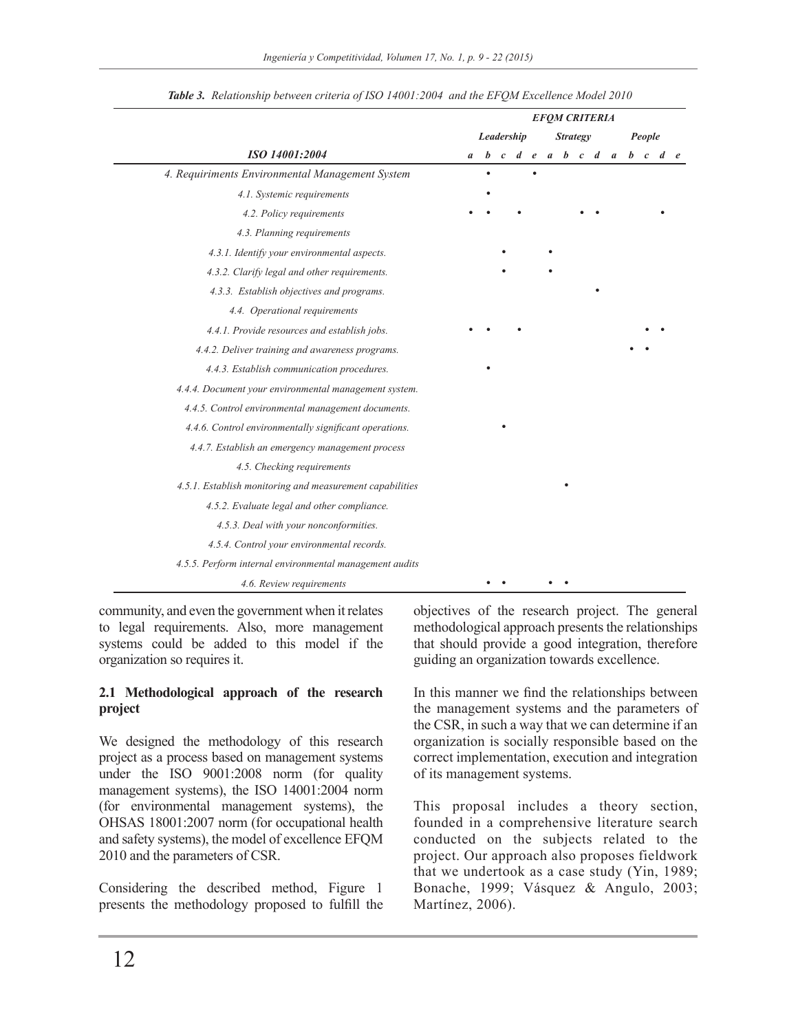*Table 3. Relationship between criteria of ISO 14001:2004 and the EFQM Excellence Model 2010*

| | EFQM CRITERIA | | | | | | | | | | | | | |
|---|---|---|---|---|---|---|---|---|---|---|---|---|---|---|
| | Leadership | | | | | Strategy | | | | People | | | | |
| ISO 14001:2004 | a | b | c | d | e | a | b | c | d | a | b | c | d | e |
| 4. Requiriments Environmental Management System | | • | | | • | | | | | | | | | |
| 4.1. Systemic requirements | | • | | | | | | | | | | | | |
| 4.2. Policy requirements | • | • | | • | | | | • | • | | | | • | |
| 4.3. Planning requirements | | | | | | | | | | | | | | |
| 4.3.1. Identify your environmental aspects. | | | • | | | • | | | | | | | | |
| 4.3.2. Clarify legal and other requirements. | | | • | | | • | | | | | | | | |
| 4.3.3. Establish objectives and programs. | | | | | | | | | • | | | | | |
| 4.4. Operational requirements | | | | | | | | | | | | | | |
| 4.4.1. Provide resources and establish jobs. | • | • | | • | | | | | | | | • | • | |
| 4.4.2. Deliver training and awareness programs. | | | | | | | | | | | • | • | | |
| 4.4.3. Establish communication procedures. | | • | | | | | | | | | | | | |
| 4.4.4. Document your environmental management system. | | | | | | | | | | | | | | |
| 4.4.5. Control environmental management documents. | | | | | | | | | | | | | | |
| 4.4.6. Control environmentally significant operations. | | | • | | | | | | | | | | | |
| 4.4.7. Establish an emergency management process | | | | | | | | | | | | | | |
| 4.5. Checking requirements | | | | | | | | | | | | | | |
| 4.5.1. Establish monitoring and measurement capabilities | | | | | | | • | | | | | | | |
| 4.5.2. Evaluate legal and other compliance. | | | | | | | | | | | | | | |
| 4.5.3. Deal with your nonconformities. | | | | | | | | | | | | | | |
| 4.5.4. Control your environmental records. | | | | | | | | | | | | | | |
| 4.5.5. Perform internal environmental management audits | | | | | | | | | | | | | | |
| 4.6. Review requirements | | • | • | | | • | • | | | | | | | |

community, and even the government when it relates to legal requirements. Also, more management systems could be added to this model if the organization so requires it.

### 2.1 Methodological approach of the research project

We designed the methodology of this research project as a process based on management systems under the ISO 9001:2008 norm (for quality management systems), the ISO 14001:2004 norm (for environmental management systems), the OHSAS 18001:2007 norm (for occupational health and safety systems), the model of excellence EFQM 2010 and the parameters of CSR.

Considering the described method, Figure 1 presents the methodology proposed to fulfill the objectives of the research project. The general methodological approach presents the relationships that should provide a good integration, therefore guiding an organization towards excellence.

In this manner we find the relationships between the management systems and the parameters of the CSR, in such a way that we can determine if an organization is socially responsible based on the correct implementation, execution and integration of its management systems.

This proposal includes a theory section, founded in a comprehensive literature search conducted on the subjects related to the project. Our approach also proposes fieldwork that we undertook as a case study (Yin, 1989; Bonache, 1999; Vásquez & Angulo, 2003; Martínez, 2006).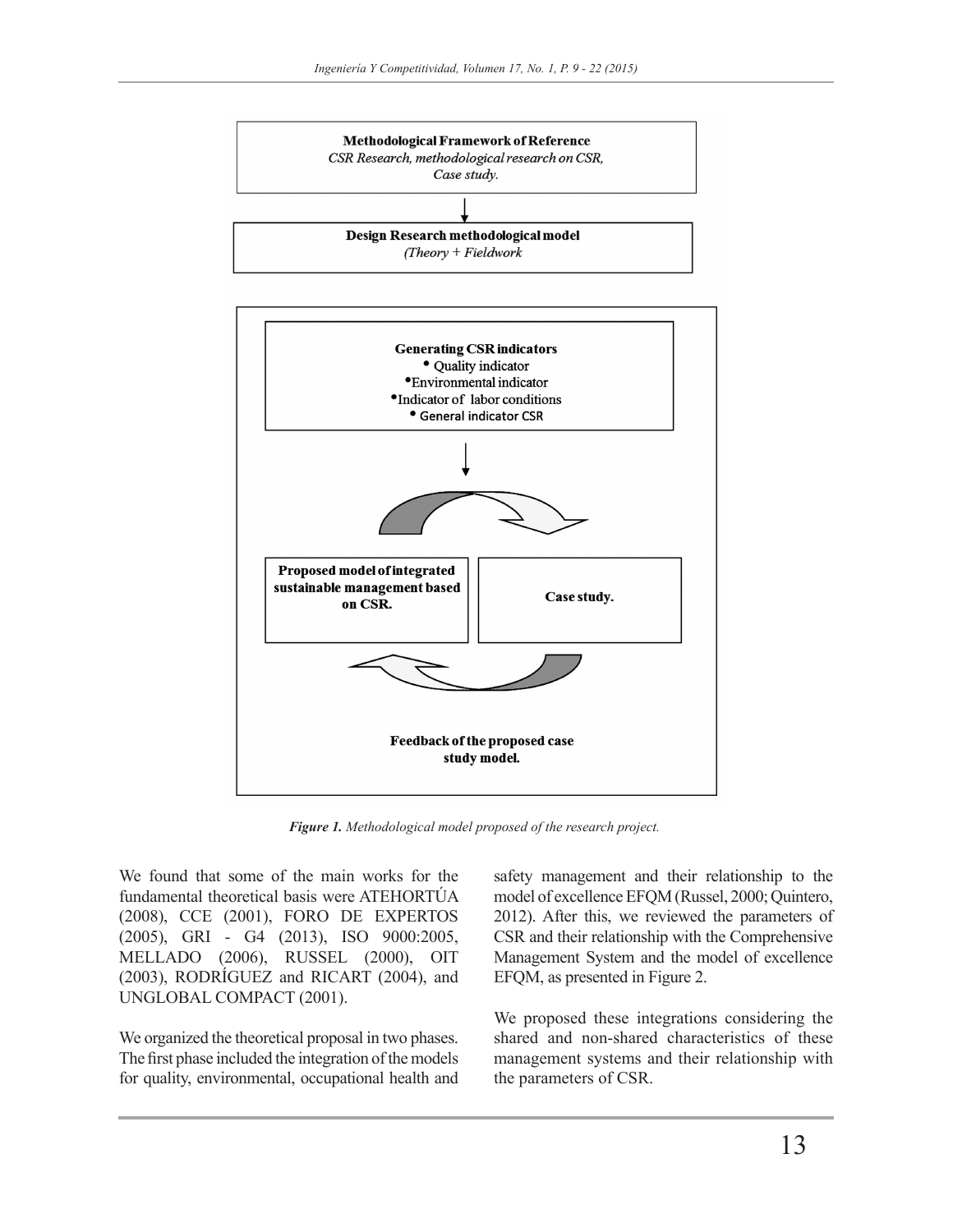**Methodological Framework of Reference**
*CSR Research, methodological research on CSR, Case study.*

↓

**Design Research methodological model**
*(Theory + Fieldwork*

**Generating CSR indicators**
- Quality indicator
- Environmental indicator
- Indicator of labor conditions
- General indicator CSR

↓

**Proposed model of integrated sustainable management based on CSR.**

**Case study.**

**Feedback of the proposed case study model.**

***Figure 1.*** *Methodological model proposed of the research project.*

We found that some of the main works for the fundamental theoretical basis were ATEHORTÚA (2008), CCE (2001), FORO DE EXPERTOS (2005), GRI - G4 (2013), ISO 9000:2005, MELLADO (2006), RUSSEL (2000), OIT (2003), RODRÍGUEZ and RICART (2004), and UNGLOBAL COMPACT (2001).

We organized the theoretical proposal in two phases. The first phase included the integration of the models for quality, environmental, occupational health and safety management and their relationship to the model of excellence EFQM (Russel, 2000; Quintero, 2012). After this, we reviewed the parameters of CSR and their relationship with the Comprehensive Management System and the model of excellence EFQM, as presented in Figure 2.

We proposed these integrations considering the shared and non-shared characteristics of these management systems and their relationship with the parameters of CSR.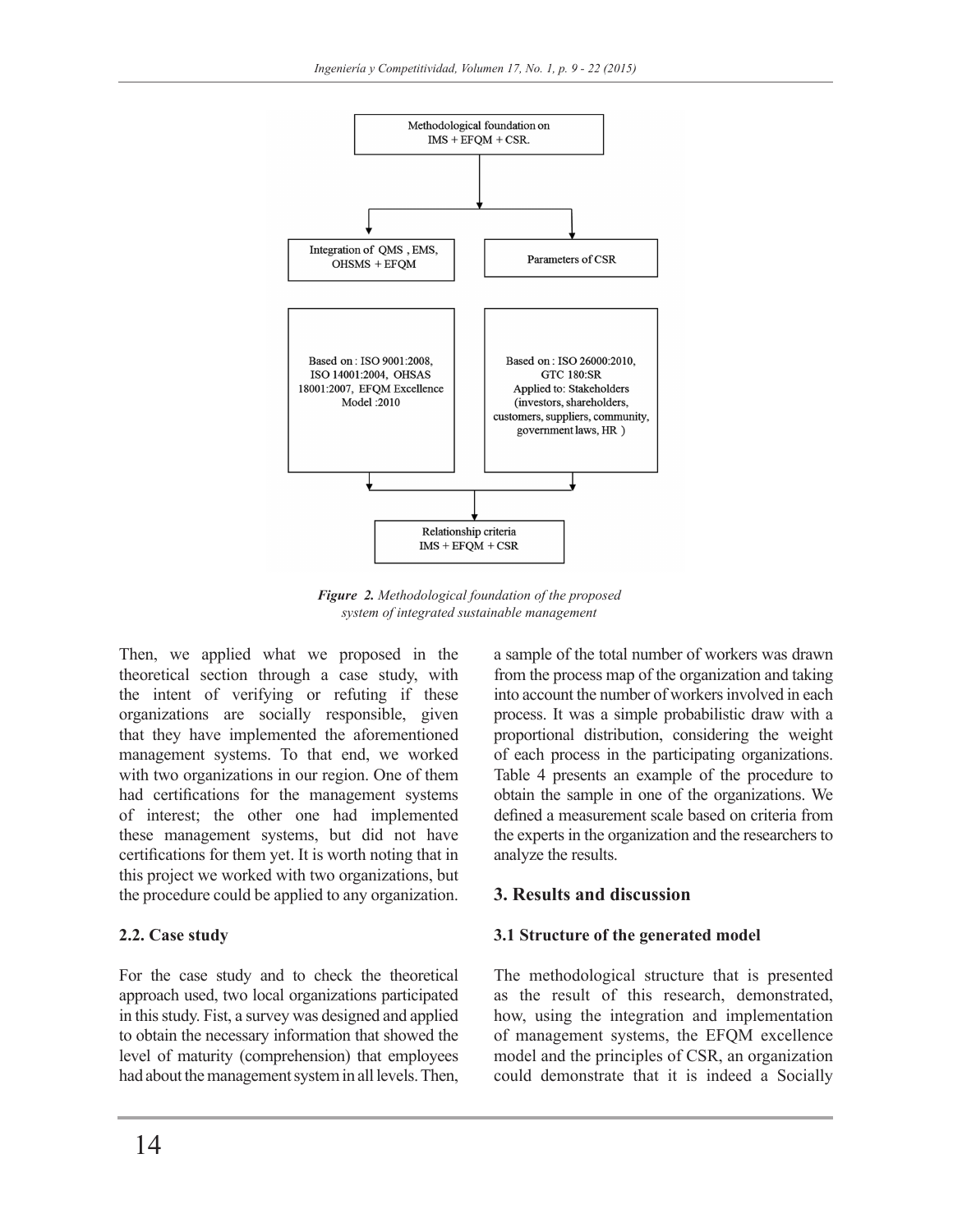Methodological foundation on IMS + EFQM + CSR.

Integration of QMS, EMS, OHSMS + EFQM

Parameters of CSR

Based on: ISO 9001:2008, ISO 14001:2004, OHSAS 18001:2007, EFQM Excellence Model :2010

Based on: ISO 26000:2010, GTC 180:SR Applied to: Stakeholders (investors, shareholders, customers, suppliers, community, government laws, HR)

Relationship criteria IMS + EFQM + CSR

***Figure 2.*** *Methodological foundation of the proposed system of integrated sustainable management*

Then, we applied what we proposed in the theoretical section through a case study, with the intent of verifying or refuting if these organizations are socially responsible, given that they have implemented the aforementioned management systems. To that end, we worked with two organizations in our region. One of them had certifications for the management systems of interest; the other one had implemented these management systems, but did not have certifications for them yet. It is worth noting that in this project we worked with two organizations, but the procedure could be applied to any organization.

### 2.2. Case study

For the case study and to check the theoretical approach used, two local organizations participated in this study. Fist, a survey was designed and applied to obtain the necessary information that showed the level of maturity (comprehension) that employees had about the management system in all levels. Then, a sample of the total number of workers was drawn from the process map of the organization and taking into account the number of workers involved in each process. It was a simple probabilistic draw with a proportional distribution, considering the weight of each process in the participating organizations. Table 4 presents an example of the procedure to obtain the sample in one of the organizations. We defined a measurement scale based on criteria from the experts in the organization and the researchers to analyze the results.

## 3. Results and discussion

### 3.1 Structure of the generated model

The methodological structure that is presented as the result of this research, demonstrated, how, using the integration and implementation of management systems, the EFQM excellence model and the principles of CSR, an organization could demonstrate that it is indeed a Socially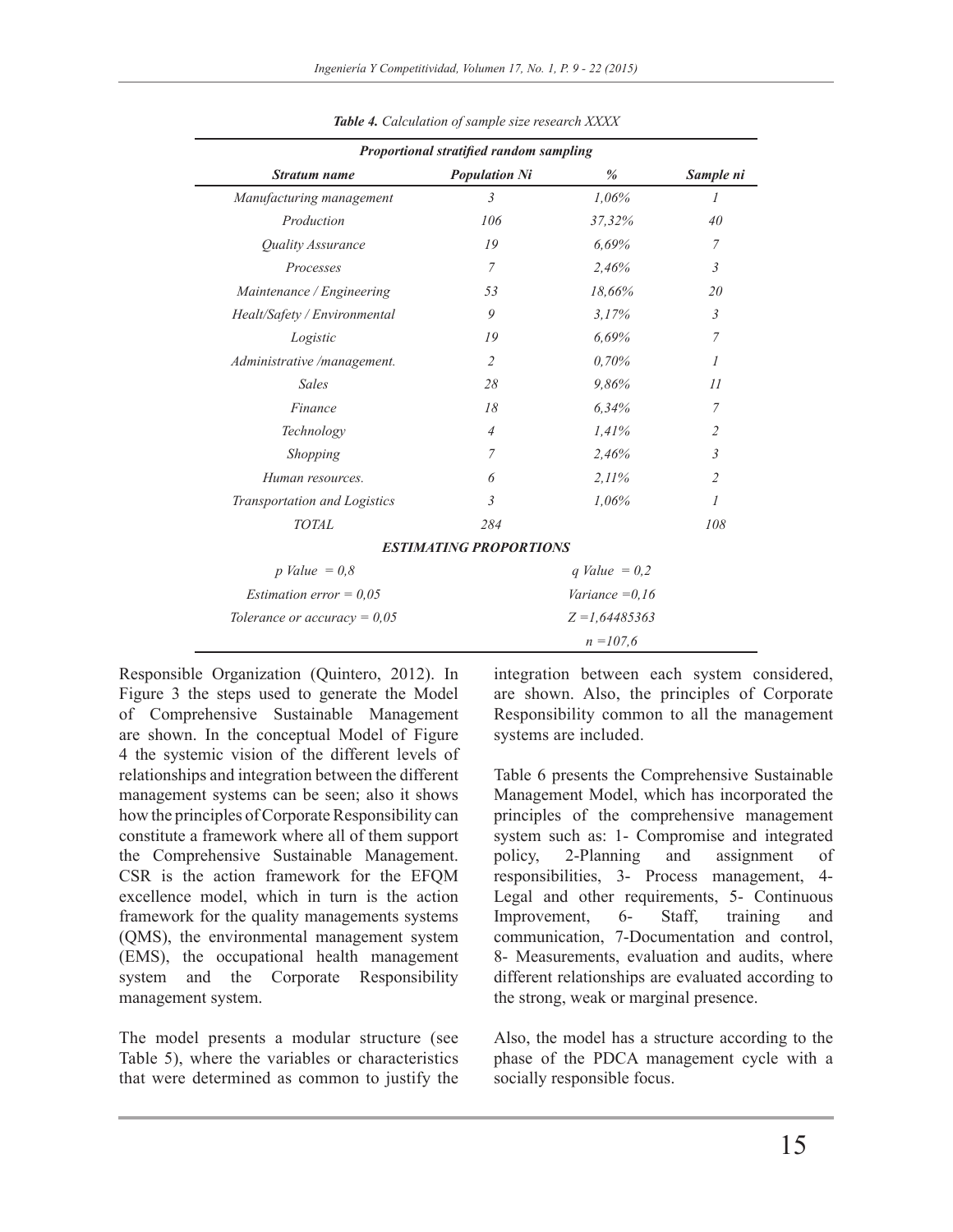*Table 4. Calculation of sample size research XXXX*

| *Proportional stratified random sampling* | | | |
|---|---|---|---|
| ***Stratum name*** | ***Population Ni*** | ***%*** | ***Sample ni*** |
| *Manufacturing management* | *3* | *1,06%* | *1* |
| *Production* | *106* | *37,32%* | *40* |
| *Quality Assurance* | *19* | *6,69%* | *7* |
| *Processes* | *7* | *2,46%* | *3* |
| *Maintenance / Engineering* | *53* | *18,66%* | *20* |
| *Healt/Safety / Environmental* | *9* | *3,17%* | *3* |
| *Logistic* | *19* | *6,69%* | *7* |
| *Administrative /management.* | *2* | *0,70%* | *1* |
| *Sales* | *28* | *9,86%* | *11* |
| *Finance* | *18* | *6,34%* | *7* |
| *Technology* | *4* | *1,41%* | *2* |
| *Shopping* | *7* | *2,46%* | *3* |
| *Human resources.* | *6* | *2,11%* | *2* |
| *Transportation and Logistics* | *3* | *1,06%* | *1* |
| *TOTAL* | *284* | | *108* |
| ***ESTIMATING PROPORTIONS*** | | | |
| *p Value = 0,8* | | *q Value = 0,2* | |
| *Estimation error = 0,05* | | *Variance =0,16* | |
| *Tolerance or accuracy = 0,05* | | *Z =1,64485363* | |
| | | *n =107,6* | |

Responsible Organization (Quintero, 2012). In Figure 3 the steps used to generate the Model of Comprehensive Sustainable Management are shown. In the conceptual Model of Figure 4 the systemic vision of the different levels of relationships and integration between the different management systems can be seen; also it shows how the principles of Corporate Responsibility can constitute a framework where all of them support the Comprehensive Sustainable Management. CSR is the action framework for the EFQM excellence model, which in turn is the action framework for the quality managements systems (QMS), the environmental management system (EMS), the occupational health management system and the Corporate Responsibility management system.

The model presents a modular structure (see Table 5), where the variables or characteristics that were determined as common to justify the integration between each system considered, are shown. Also, the principles of Corporate Responsibility common to all the management systems are included.

Table 6 presents the Comprehensive Sustainable Management Model, which has incorporated the principles of the comprehensive management system such as: 1- Compromise and integrated policy, 2-Planning and assignment of responsibilities, 3- Process management, 4- Legal and other requirements, 5- Continuous Improvement, 6- Staff, training and communication, 7-Documentation and control, 8- Measurements, evaluation and audits, where different relationships are evaluated according to the strong, weak or marginal presence.

Also, the model has a structure according to the phase of the PDCA management cycle with a socially responsible focus.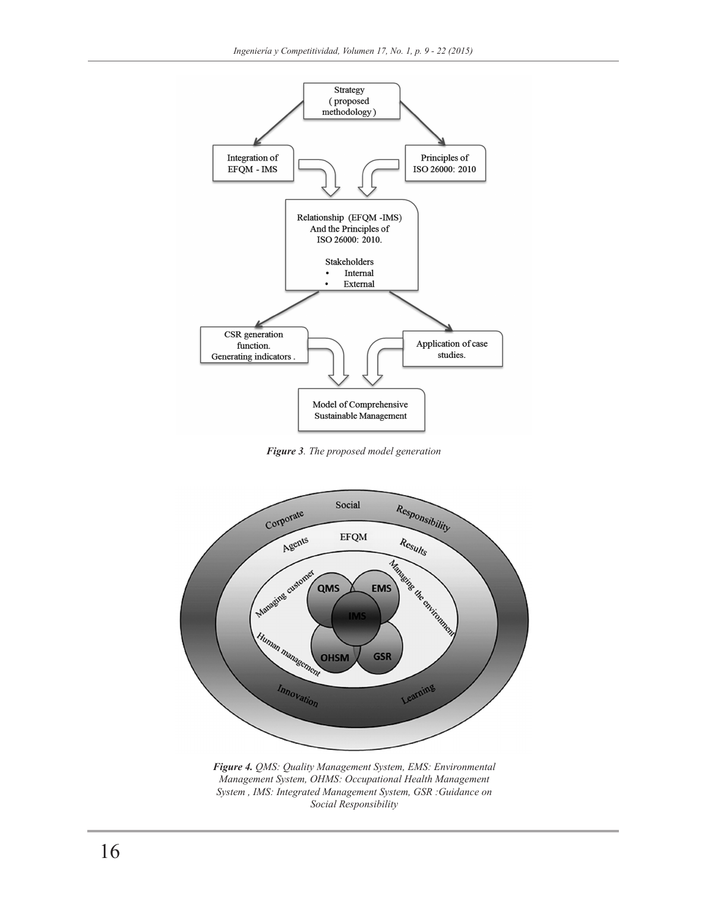Strategy
( proposed
methodology )

Integration of
EFQM - IMS

Principles of
ISO 26000: 2010

Relationship (EFQM -IMS)
And the Principles of
ISO 26000: 2010.

Stakeholders
- Internal
- External

CSR generation
function.
Generating indicators .

Application of case
studies.

Model of Comprehensive
Sustainable Management

***Figure 3**. The proposed model generation*

Corporate Social Responsibility

Agents EFQM Results

Managing customer

Managing the environment

Human management

QMS EMS IMS OHSM GSR

Innovation Learning

***Figure 4.** QMS: Quality Management System, EMS: Environmental Management System, OHMS: Occupational Health Management System , IMS: Integrated Management System, GSR :Guidance on Social Responsibility*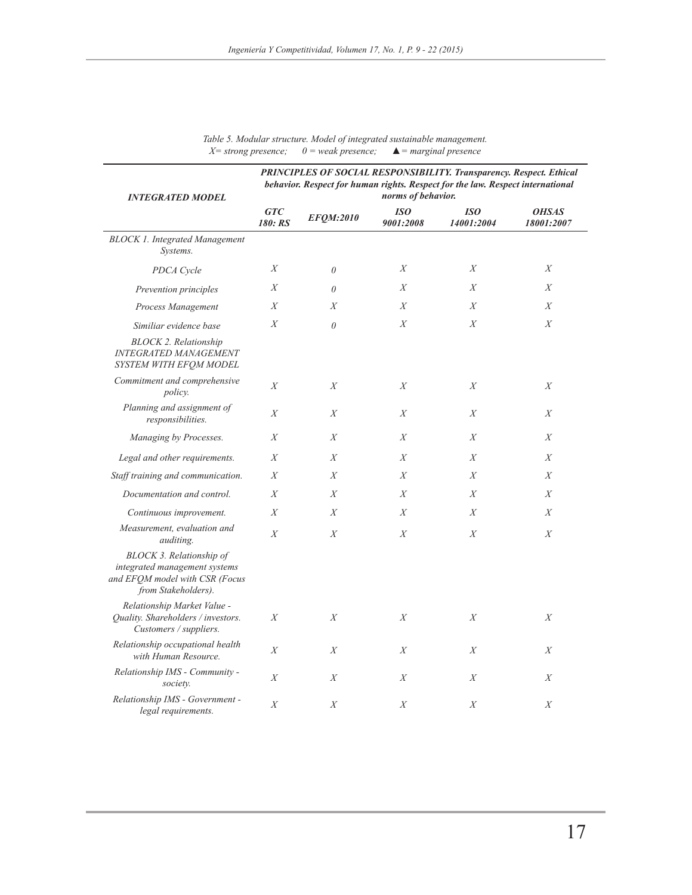*Table 5. Modular structure. Model of integrated sustainable management.*
*X= strong presence; 0 = weak presence; ▲= marginal presence*

| *INTEGRATED MODEL* | ***PRINCIPLES OF SOCIAL RESPONSIBILITY. Transparency. Respect. Ethical behavior. Respect for human rights. Respect for the law. Respect international norms of behavior.*** | | | | |
|---|---|---|---|---|---|
| | ***GTC 180: RS*** | ***EFQM:2010*** | ***ISO 9001:2008*** | ***ISO 14001:2004*** | ***OHSAS 18001:2007*** |
| *BLOCK 1. Integrated Management Systems.* | | | | | |
| *PDCA Cycle* | *X* | *0* | *X* | *X* | *X* |
| *Prevention principles* | *X* | *0* | *X* | *X* | *X* |
| *Process Management* | *X* | *X* | *X* | *X* | *X* |
| *Similiar evidence base* | *X* | *0* | *X* | *X* | *X* |
| *BLOCK 2. Relationship INTEGRATED MANAGEMENT SYSTEM WITH EFQM MODEL* | | | | | |
| *Commitment and comprehensive policy.* | *X* | *X* | *X* | *X* | *X* |
| *Planning and assignment of responsibilities.* | *X* | *X* | *X* | *X* | *X* |
| *Managing by Processes.* | *X* | *X* | *X* | *X* | *X* |
| *Legal and other requirements.* | *X* | *X* | *X* | *X* | *X* |
| *Staff training and communication.* | *X* | *X* | *X* | *X* | *X* |
| *Documentation and control.* | *X* | *X* | *X* | *X* | *X* |
| *Continuous improvement.* | *X* | *X* | *X* | *X* | *X* |
| *Measurement, evaluation and auditing.* | *X* | *X* | *X* | *X* | *X* |
| *BLOCK 3. Relationship of integrated management systems and EFQM model with CSR (Focus from Stakeholders).* | | | | | |
| *Relationship Market Value - Quality. Shareholders / investors. Customers / suppliers.* | *X* | *X* | *X* | *X* | *X* |
| *Relationship occupational health with Human Resource.* | *X* | *X* | *X* | *X* | *X* |
| *Relationship IMS - Community - society.* | *X* | *X* | *X* | *X* | *X* |
| *Relationship IMS - Government - legal requirements.* | *X* | *X* | *X* | *X* | *X* |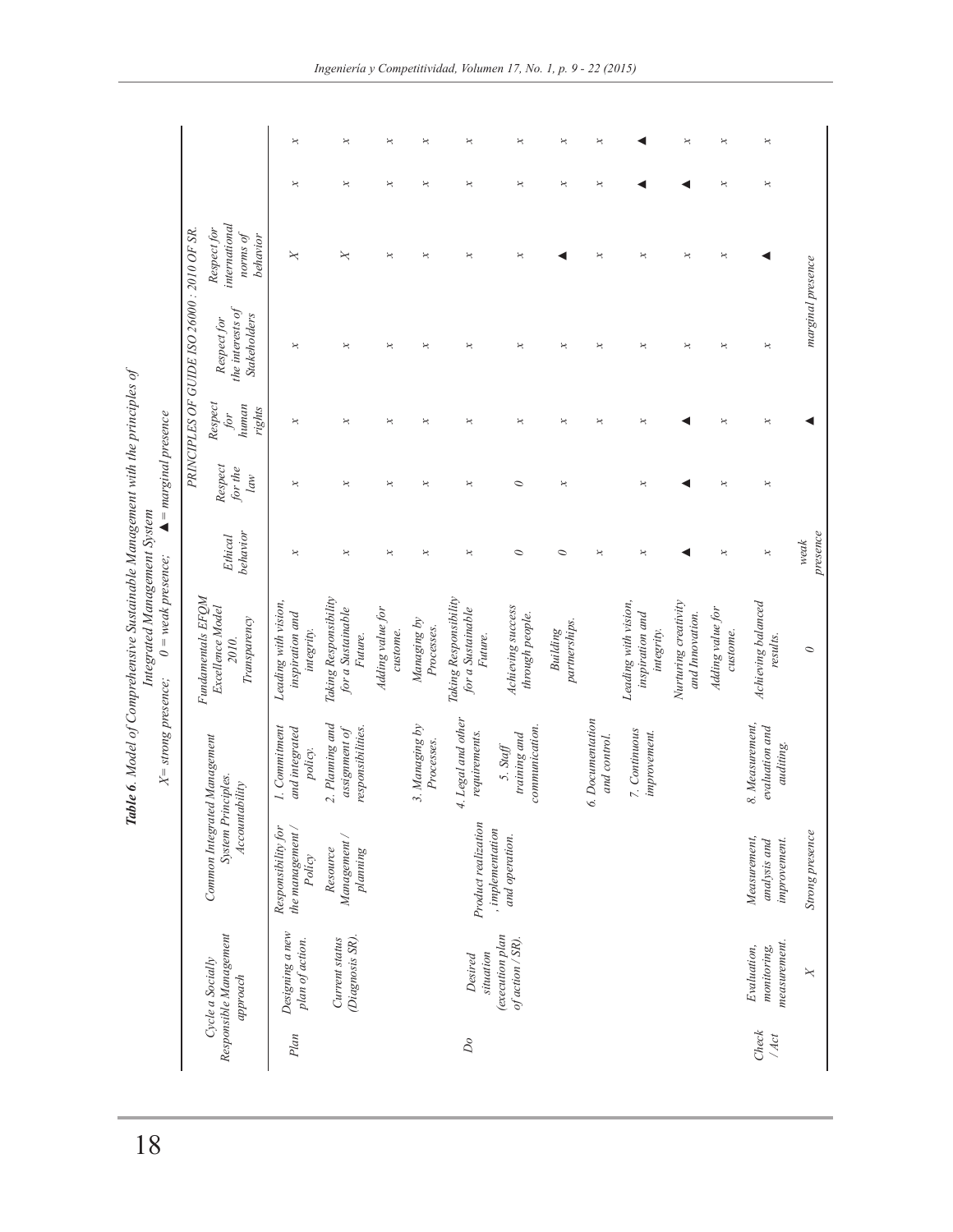**Table 6.** Model of Comprehensive Sustainable Management with the principles of Integrated Management System

X= strong presence; 0 = weak presence; ▲ = marginal presence

| | Cycle a Socially Responsible Management approach | Common Integrated Management System Principles. Accountability | | Fundamentals EFQM Excellence Model 2010. Transparency | PRINCIPLES OF GUIDE ISO 26000 : 2010 OF SR. | | | | | | |
|---|---|---|---|---|---|---|---|---|---|---|---|
| | | | | | Ethical behavior | Respect for the law | Respect for human rights | Respect for the interests of Stakeholders | Respect for international norms of behavior | | |
| Plan | Designing a new plan of action. | Responsibility for the management / Policy | 1. Commitment and integrated policy. | Leading with vision, inspiration and integrity. | x | x | x | x | X | x | x |
| | Current status (Diagnosis SR). | Resource Management / planning | 2. Planning and assignment of responsibilities. | Taking Responsibility for a Sustainable Future. | x | x | x | x | X | x | x |
| | | | | Adding value for custome. | x | x | x | x | x | x | x |
| | | | 3. Managing by Processes. | Managing by Processes. | x | x | x | x | x | x | x |
| Do | Desired situation (execution plan of action / SR). | Product realization, implementation and operation. | 4. Legal and other requirements. | Taking Responsibility for a Sustainable Future. | x | x | x | x | x | x | x |
| | | | 5. Staff training and communication. | Achieving success through people. | 0 | 0 | x | x | x | x | x |
| | | | | Building partnerships. | 0 | x | x | x | ▲ | x | x |
| | | | 6. Documentation and control. | | x | | x | x | x | x | x |
| | | | 7. Continuous improvement. | Leading with vision, inspiration and integrity. | x | x | x | x | x | ▲ | ▲ |
| | | | | Nurturing creativity and Innovation. | ▲ | ▲ | ▲ | x | x | ▲ | x |
| | | | | Adding value for custome. | x | x | x | x | x | x | x |
| Check / Act | Evaluation, monitoring, measurement. | Measurement, analysis and improvement. | 8. Measurement, evaluation and auditing. | Achieving balanced results. | x | x | x | x | ▲ | x | x |
| | X | Strong presence | | 0 | weak presence | | ▲ | marginal presence | | | |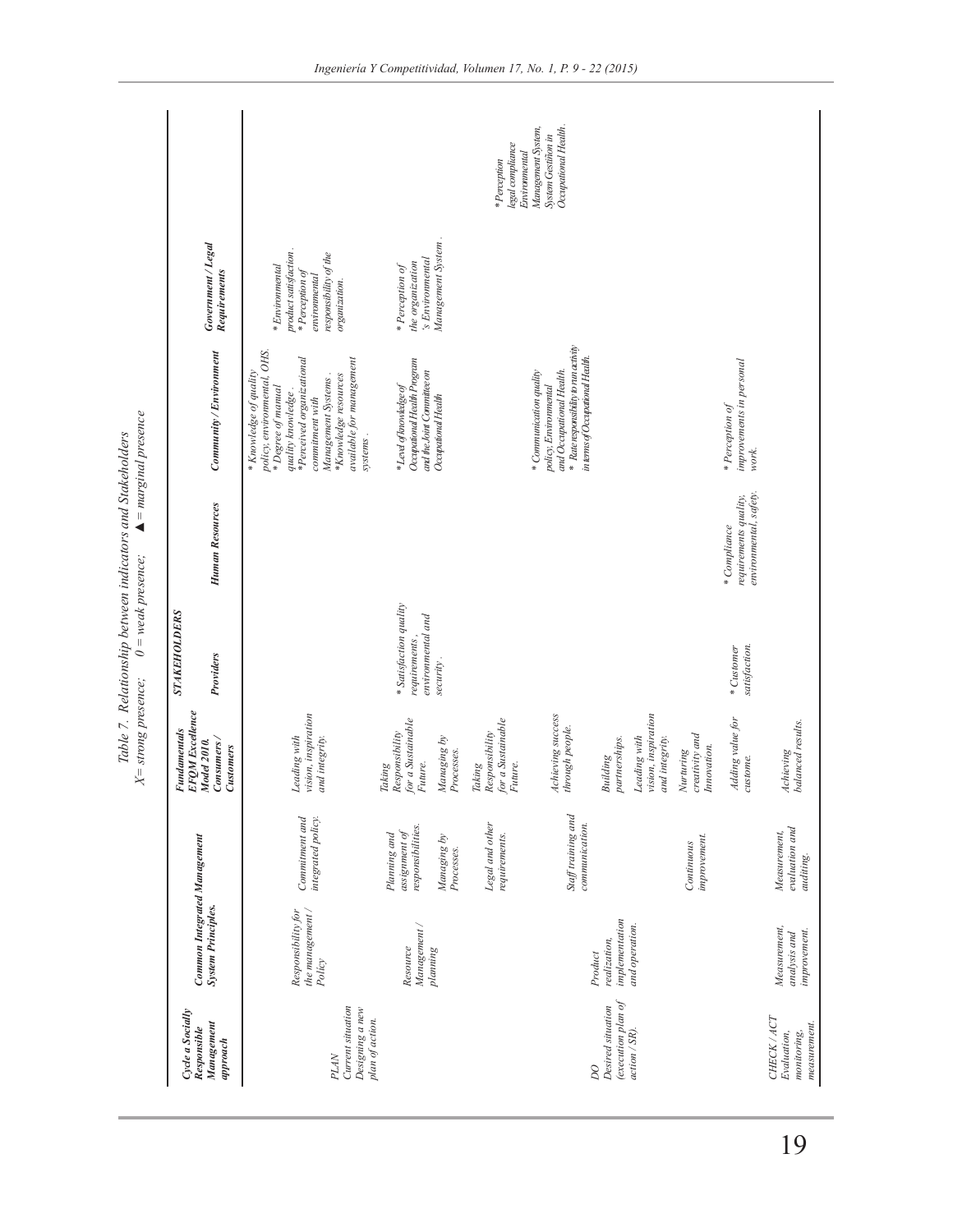Table 7. Relationship between indicators and Stakeholders

X= strong presence; 0 = weak presence; ▲ = marginal presence

| Cycle a Socially Responsible Management approach | Common Integrated Management System Principles. | | Fundamentals EFQM Excellence Model 2010. Consumers / Customers | STAKEHOLDERS Providers | Human Resources | Community / Environment | Government / Legal Requirements |
|---|---|---|---|---|---|---|---|
| PLAN Current situation Designing a new plan of action. | Responsibility for the management / Policy | Commitment and integrated policy. | Leading with vision, inspiration and integrity. | | | * Knowledge of quality policy, environmental, OHS. * Degree of manual quality knowledge. *Perceived organizational commitment with Management Systems. *Knowledge resources available for management systems. | * Environmental product satisfaction. * Perception of environmental responsibility of the organization. |
| | Resource Management / planning | Planning and assignment of responsibilities. | Taking Responsibility for a Sustainable Future. | * Satisfaction quality requirements, environmental and security. | | * Level of knowledge of Occupational Health Program and the Joint Committee on Occupational Health | * Perception of the organization 's Environmental Management System. |
| | | Managing by Processes. | Managing by Processes. | | | | |
| | | Legal and other requirements. | Taking Responsibility for a Sustainable Future. | | | | * Perception legal compliance Environmental Management System, System Gestiñon in Occupational Health. |
| DO Desired situation (execution plan of action / SR). | Product realization, implementation and operation. | Staff training and communication. | Achieving success through people. | | | * Communication quality policy, Environmental and Occupational Health. * Rate responsibility to run activity in terms of Occupational Health. | |
| | | | Building partnerships. | | | | |
| | | | Leading with vision, inspiration and integrity. | | | | |
| | | Continuous improvement. | Nurturing creativity and Innovation. | | | | |
| | | | Adding value for custome. | * Customer satisfaction. | * Compliance requirements quality, environmental, safety. | * Perception of improvements in personal work. | |
| CHECK / ACT Evaluation, monitoring, measurement. | Measurement, analysis and improvement. | Measurement, evaluation and auditing. | Achieving balanced results. | | | | |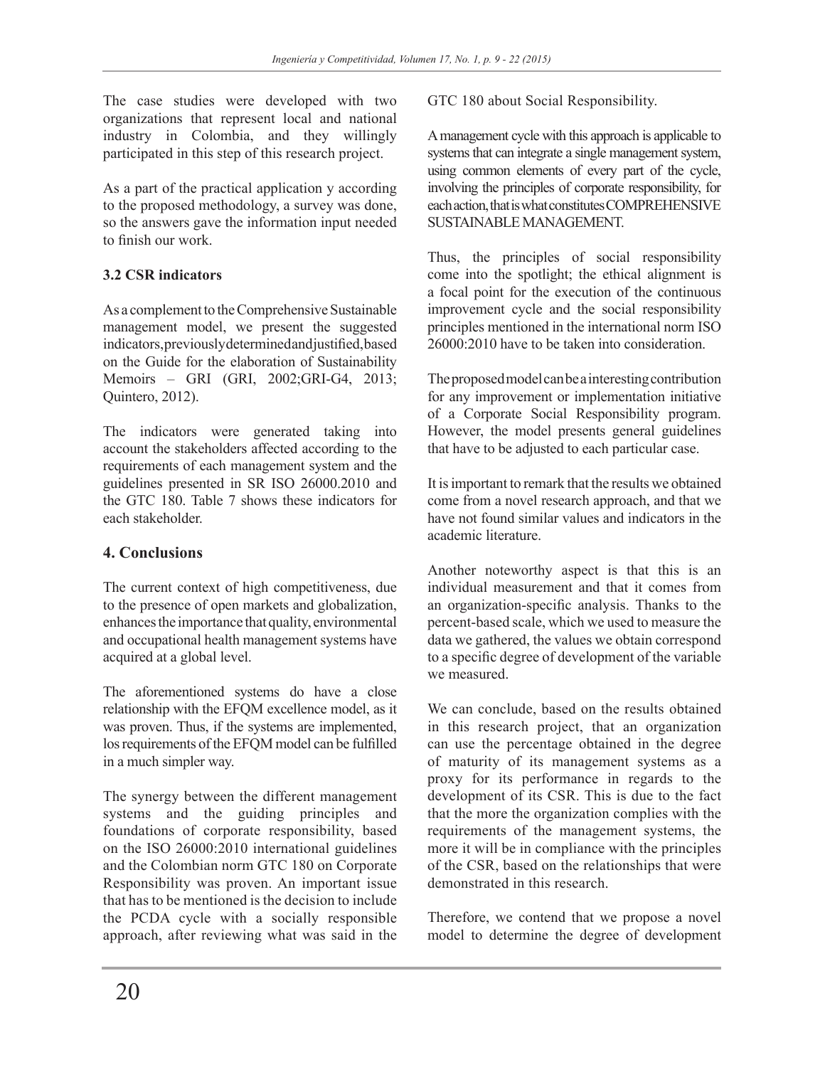The case studies were developed with two organizations that represent local and national industry in Colombia, and they willingly participated in this step of this research project.

As a part of the practical application y according to the proposed methodology, a survey was done, so the answers gave the information input needed to finish our work.

### 3.2 CSR indicators

As a complement to the Comprehensive Sustainable management model, we present the suggested indicators, previously determined and justified, based on the Guide for the elaboration of Sustainability Memoirs – GRI (GRI, 2002;GRI-G4, 2013; Quintero, 2012).

The indicators were generated taking into account the stakeholders affected according to the requirements of each management system and the guidelines presented in SR ISO 26000.2010 and the GTC 180. Table 7 shows these indicators for each stakeholder.

## 4. Conclusions

The current context of high competitiveness, due to the presence of open markets and globalization, enhances the importance that quality, environmental and occupational health management systems have acquired at a global level.

The aforementioned systems do have a close relationship with the EFQM excellence model, as it was proven. Thus, if the systems are implemented, los requirements of the EFQM model can be fulfilled in a much simpler way.

The synergy between the different management systems and the guiding principles and foundations of corporate responsibility, based on the ISO 26000:2010 international guidelines and the Colombian norm GTC 180 on Corporate Responsibility was proven. An important issue that has to be mentioned is the decision to include the PCDA cycle with a socially responsible approach, after reviewing what was said in the GTC 180 about Social Responsibility.

A management cycle with this approach is applicable to systems that can integrate a single management system, using common elements of every part of the cycle, involving the principles of corporate responsibility, for each action, that is what constitutes COMPREHENSIVE SUSTAINABLE MANAGEMENT.

Thus, the principles of social responsibility come into the spotlight; the ethical alignment is a focal point for the execution of the continuous improvement cycle and the social responsibility principles mentioned in the international norm ISO 26000:2010 have to be taken into consideration.

The proposed model can be a interesting contribution for any improvement or implementation initiative of a Corporate Social Responsibility program. However, the model presents general guidelines that have to be adjusted to each particular case.

It is important to remark that the results we obtained come from a novel research approach, and that we have not found similar values and indicators in the academic literature.

Another noteworthy aspect is that this is an individual measurement and that it comes from an organization-specific analysis. Thanks to the percent-based scale, which we used to measure the data we gathered, the values we obtain correspond to a specific degree of development of the variable we measured.

We can conclude, based on the results obtained in this research project, that an organization can use the percentage obtained in the degree of maturity of its management systems as a proxy for its performance in regards to the development of its CSR. This is due to the fact that the more the organization complies with the requirements of the management systems, the more it will be in compliance with the principles of the CSR, based on the relationships that were demonstrated in this research.

Therefore, we contend that we propose a novel model to determine the degree of development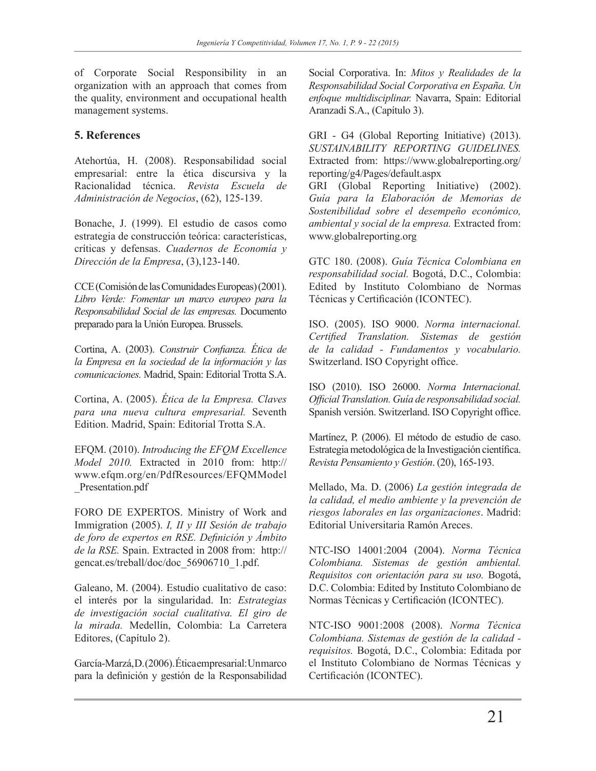of Corporate Social Responsibility in an organization with an approach that comes from the quality, environment and occupational health management systems.

## 5. References

Atehortúa, H. (2008). Responsabilidad social empresarial: entre la ética discursiva y la Racionalidad técnica. *Revista Escuela de Administración de Negocios*, (62), 125-139.

Bonache, J. (1999). El estudio de casos como estrategia de construcción teórica: características, críticas y defensas. *Cuadernos de Economía y Dirección de la Empresa*, (3),123-140.

CCE (Comisión de las Comunidades Europeas) (2001). *Libro Verde: Fomentar un marco europeo para la Responsabilidad Social de las empresas.* Documento preparado para la Unión Europea. Brussels.

Cortina, A. (2003). *Construir Confianza. Ética de la Empresa en la sociedad de la información y las comunicaciones.* Madrid, Spain: Editorial Trotta S.A.

Cortina, A. (2005). *Ética de la Empresa. Claves para una nueva cultura empresarial.* Seventh Edition. Madrid, Spain: Editorial Trotta S.A.

EFQM. (2010). *Introducing the EFQM Excellence Model 2010.* Extracted in 2010 from: http://www.efqm.org/en/PdfResources/EFQMModel_Presentation.pdf

FORO DE EXPERTOS. Ministry of Work and Immigration (2005). *I, II y III Sesión de trabajo de foro de expertos en RSE. Definición y Ámbito de la RSE.* Spain. Extracted in 2008 from: http://gencat.es/treball/doc/doc_56906710_1.pdf.

Galeano, M. (2004). Estudio cualitativo de caso: el interés por la singularidad. In: *Estrategias de investigación social cualitativa. El giro de la mirada.* Medellín, Colombia: La Carretera Editores, (Capítulo 2).

García-Marzá, D. (2006). Ética empresarial: Un marco para la definición y gestión de la Responsabilidad Social Corporativa. In: *Mitos y Realidades de la Responsabilidad Social Corporativa en España. Un enfoque multidisciplinar.* Navarra, Spain: Editorial Aranzadi S.A., (Capítulo 3).

GRI - G4 (Global Reporting Initiative) (2013). *SUSTAINABILITY REPORTING GUIDELINES.* Extracted from: https://www.globalreporting.org/reporting/g4/Pages/default.aspx

GRI (Global Reporting Initiative) (2002). *Guía para la Elaboración de Memorias de Sostenibilidad sobre el desempeño económico, ambiental y social de la empresa.* Extracted from: www.globalreporting.org

GTC 180. (2008). *Guía Técnica Colombiana en responsabilidad social.* Bogotá, D.C., Colombia: Edited by Instituto Colombiano de Normas Técnicas y Certificación (ICONTEC).

ISO. (2005). ISO 9000. *Norma internacional. Certified Translation. Sistemas de gestión de la calidad - Fundamentos y vocabulario.* Switzerland. ISO Copyright office.

ISO (2010). ISO 26000. *Norma Internacional. Official Translation. Guía de responsabilidad social.* Spanish versión. Switzerland. ISO Copyright office.

Martínez, P. (2006). El método de estudio de caso. Estrategia metodológica de la Investigación científica. *Revista Pensamiento y Gestión*. (20), 165-193.

Mellado, Ma. D. (2006) *La gestión integrada de la calidad, el medio ambiente y la prevención de riesgos laborales en las organizaciones*. Madrid: Editorial Universitaria Ramón Areces.

NTC-ISO 14001:2004 (2004). *Norma Técnica Colombiana. Sistemas de gestión ambiental. Requisitos con orientación para su uso.* Bogotá, D.C. Colombia: Edited by Instituto Colombiano de Normas Técnicas y Certificación (ICONTEC).

NTC-ISO 9001:2008 (2008). *Norma Técnica Colombiana. Sistemas de gestión de la calidad - requisitos.* Bogotá, D.C., Colombia: Editada por el Instituto Colombiano de Normas Técnicas y Certificación (ICONTEC).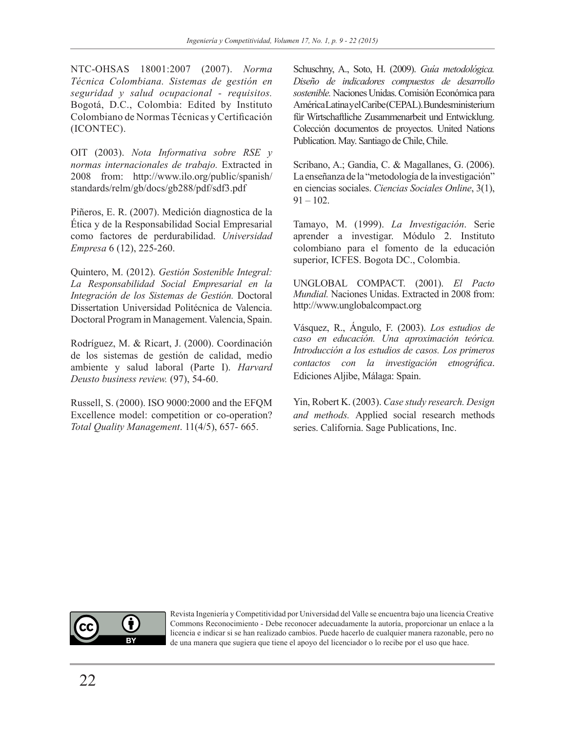NTC-OHSAS 18001:2007 (2007). *Norma Técnica Colombiana. Sistemas de gestión en seguridad y salud ocupacional - requisitos.* Bogotá, D.C., Colombia: Edited by Instituto Colombiano de Normas Técnicas y Certificación (ICONTEC).

OIT (2003). *Nota Informativa sobre RSE y normas internacionales de trabajo.* Extracted in 2008 from: http://www.ilo.org/public/spanish/standards/relm/gb/docs/gb288/pdf/sdf3.pdf

Piñeros, E. R. (2007). Medición diagnostica de la Ética y de la Responsabilidad Social Empresarial como factores de perdurabilidad. *Universidad Empresa* 6 (12), 225-260.

Quintero, M. (2012). *Gestión Sostenible Integral: La Responsabilidad Social Empresarial en la Integración de los Sistemas de Gestión.* Doctoral Dissertation Universidad Politécnica de Valencia. Doctoral Program in Management. Valencia, Spain.

Rodríguez, M. & Ricart, J. (2000). Coordinación de los sistemas de gestión de calidad, medio ambiente y salud laboral (Parte I). *Harvard Deusto business review.* (97), 54-60.

Russell, S. (2000). ISO 9000:2000 and the EFQM Excellence model: competition or co-operation? *Total Quality Management*. 11(4/5), 657- 665.

Schuschny, A., Soto, H. (2009). *Guía metodológica. Diseño de indicadores compuestos de desarrollo sostenible.* Naciones Unidas. Comisión Económica para América Latina y el Caribe (CEPAL). Bundesministerium für Wirtschaftliche Zusammenarbeit und Entwicklung. Colección documentos de proyectos. United Nations Publication. May. Santiago de Chile, Chile.

Scribano, A.; Gandia, C. & Magallanes, G. (2006). La enseñanza de la "metodología de la investigación" en ciencias sociales. *Ciencias Sociales Online*, 3(1), 91 – 102.

Tamayo, M. (1999). *La Investigación*. Serie aprender a investigar. Módulo 2. Instituto colombiano para el fomento de la educación superior, ICFES. Bogota DC., Colombia.

UNGLOBAL COMPACT. (2001). *El Pacto Mundial.* Naciones Unidas. Extracted in 2008 from: http://www.unglobalcompact.org

Vásquez, R., Ángulo, F. (2003). *Los estudios de caso en educación. Una aproximación teórica. Introducción a los estudios de casos. Los primeros contactos con la investigación etnográfica*. Ediciones Aljibe, Málaga: Spain.

Yin, Robert K. (2003). *Case study research. Design and methods.* Applied social research methods series. California. Sage Publications, Inc.

Revista Ingeniería y Competitividad por Universidad del Valle se encuentra bajo una licencia Creative Commons Reconocimiento - Debe reconocer adecuadamente la autoría, proporcionar un enlace a la licencia e indicar si se han realizado cambios. Puede hacerlo de cualquier manera razonable, pero no de una manera que sugiera que tiene el apoyo del licenciador o lo recibe por el uso que hace.